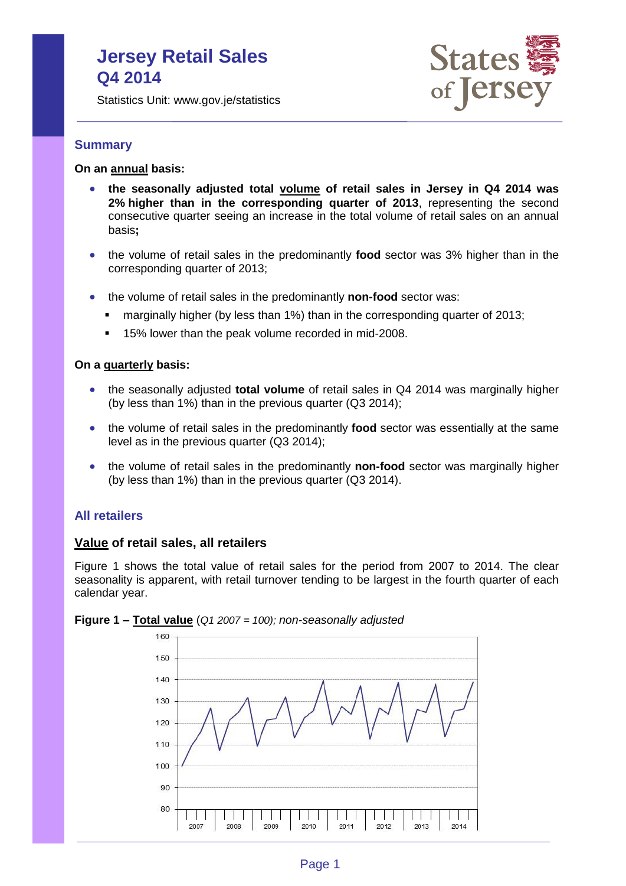# Jersey Retail Sales Q4 2014

Statistics Unit: www.gov.je/statistics

## Summary

**On an annual basis:**

- **the seasonally adjusted total volume of retail sales in Jersey in Q4 2014 was 2% higher than in the corresponding quarter of 2013**, representing the second consecutive quarter seeing an increase in the total volume of retail sales on an annual basis**;**
- the volume of retail sales in the predominantly **food** sector was 3% higher than in the corresponding quarter of 2013;
- the volume of retail sales in the predominantly **non-food** sector was:
  - marginally higher (by less than 1%) than in the corresponding quarter of 2013;
  - 15% lower than the peak volume recorded in mid-2008.

**On a quarterly basis:**

- the seasonally adjusted **total volume** of retail sales in Q4 2014 was marginally higher (by less than 1%) than in the previous quarter (Q3 2014);
- the volume of retail sales in the predominantly **food** sector was essentially at the same level as in the previous quarter (Q3 2014);
- the volume of retail sales in the predominantly **non-food** sector was marginally higher (by less than 1%) than in the previous quarter (Q3 2014).

## All retailers

### Value of retail sales, all retailers

Figure 1 shows the total value of retail sales for the period from 2007 to 2014. The clear seasonality is apparent, with retail turnover tending to be largest in the fourth quarter of each calendar year.

**Figure 1 – Total value** (*Q1 2007 = 100); non-seasonally adjusted*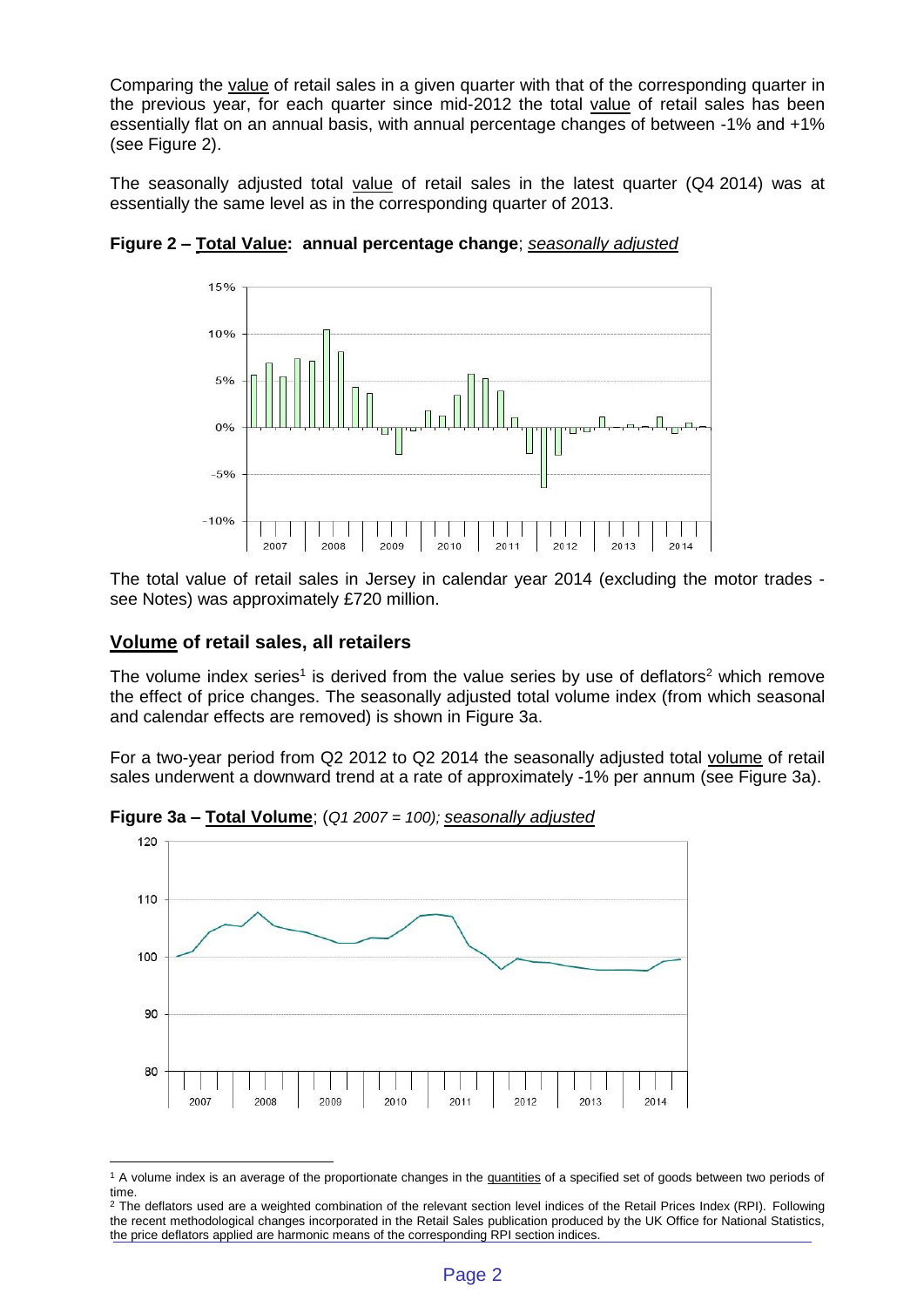Comparing the value of retail sales in a given quarter with that of the corresponding quarter in the previous year, for each quarter since mid-2012 the total value of retail sales has been essentially flat on an annual basis, with annual percentage changes of between -1% and +1% (see Figure 2).

The seasonally adjusted total value of retail sales in the latest quarter (Q4 2014) was at essentially the same level as in the corresponding quarter of 2013.

**Figure 2 – Total Value: annual percentage change**; *seasonally adjusted*

The total value of retail sales in Jersey in calendar year 2014 (excluding the motor trades - see Notes) was approximately £720 million.

## Volume of retail sales, all retailers

The volume index series[1] is derived from the value series by use of deflators[2] which remove the effect of price changes. The seasonally adjusted total volume index (from which seasonal and calendar effects are removed) is shown in Figure 3a.

For a two-year period from Q2 2012 to Q2 2014 the seasonally adjusted total volume of retail sales underwent a downward trend at a rate of approximately -1% per annum (see Figure 3a).

**Figure 3a – Total Volume**; (*Q1 2007 = 100); seasonally adjusted*

[1] A volume index is an average of the proportionate changes in the quantities of a specified set of goods between two periods of time.

[2] The deflators used are a weighted combination of the relevant section level indices of the Retail Prices Index (RPI). Following the recent methodological changes incorporated in the Retail Sales publication produced by the UK Office for National Statistics, the price deflators applied are harmonic means of the corresponding RPI section indices.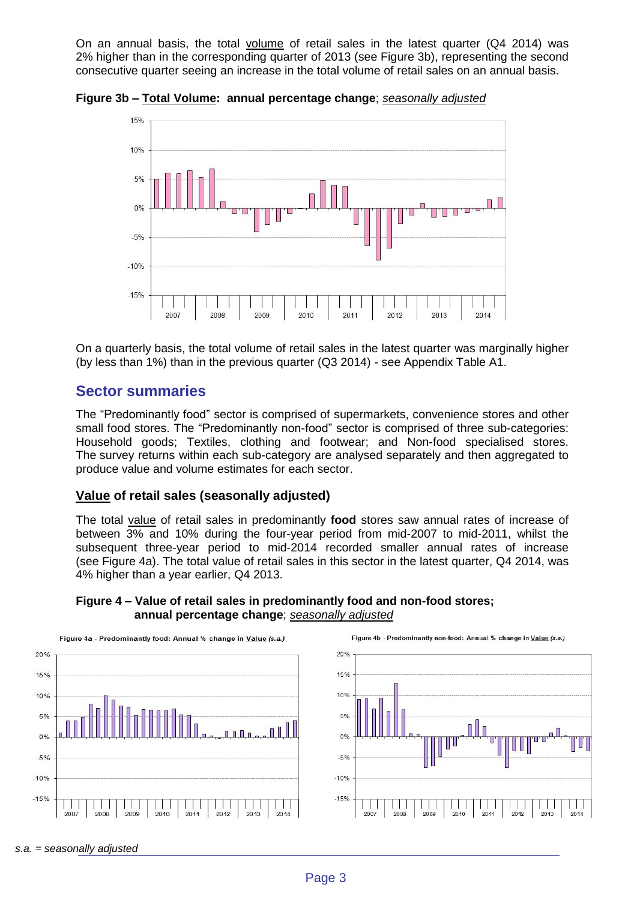On an annual basis, the total volume of retail sales in the latest quarter (Q4 2014) was 2% higher than in the corresponding quarter of 2013 (see Figure 3b), representing the second consecutive quarter seeing an increase in the total volume of retail sales on an annual basis.

**Figure 3b – Total Volume: annual percentage change**; *seasonally adjusted*

On a quarterly basis, the total volume of retail sales in the latest quarter was marginally higher (by less than 1%) than in the previous quarter (Q3 2014) - see Appendix Table A1.

## Sector summaries

The "Predominantly food" sector is comprised of supermarkets, convenience stores and other small food stores. The "Predominantly non-food" sector is comprised of three sub-categories: Household goods; Textiles, clothing and footwear; and Non-food specialised stores. The survey returns within each sub-category are analysed separately and then aggregated to produce value and volume estimates for each sector.

### Value of retail sales (seasonally adjusted)

The total value of retail sales in predominantly **food** stores saw annual rates of increase of between 3% and 10% during the four-year period from mid-2007 to mid-2011, whilst the subsequent three-year period to mid-2014 recorded smaller annual rates of increase (see Figure 4a). The total value of retail sales in this sector in the latest quarter, Q4 2014, was 4% higher than a year earlier, Q4 2013.

**Figure 4 – Value of retail sales in predominantly food and non-food stores; annual percentage change**; *seasonally adjusted*

Figure 4a - Predominantly food: Annual % change in Value *(s.a.)*

Figure 4b - Predominantly non-food: Annual % change in Value *(s.a.)*

*s.a. = seasonally adjusted*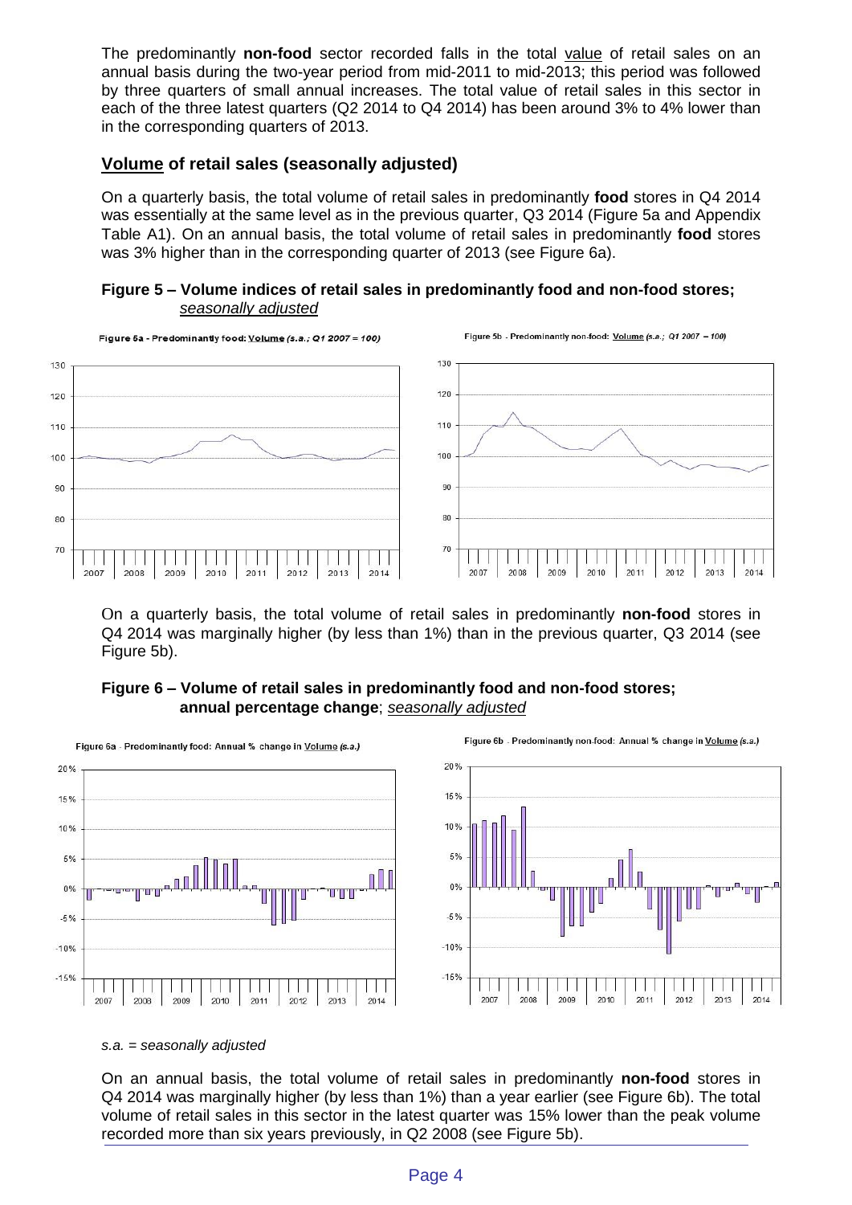The predominantly **non-food** sector recorded falls in the total value of retail sales on an annual basis during the two-year period from mid-2011 to mid-2013; this period was followed by three quarters of small annual increases. The total value of retail sales in this sector in each of the three latest quarters (Q2 2014 to Q4 2014) has been around 3% to 4% lower than in the corresponding quarters of 2013.

## Volume of retail sales (seasonally adjusted)

On a quarterly basis, the total volume of retail sales in predominantly **food** stores in Q4 2014 was essentially at the same level as in the previous quarter, Q3 2014 (Figure 5a and Appendix Table A1). On an annual basis, the total volume of retail sales in predominantly **food** stores was 3% higher than in the corresponding quarter of 2013 (see Figure 6a).

**Figure 5 – Volume indices of retail sales in predominantly food and non-food stores;** *seasonally adjusted*

Figure 5a - Predominantly food: Volume *(s.a.; Q1 2007 = 100)*

Figure 5b - Predominantly non-food: Volume *(s.a.; Q1 2007 = 100)*

On a quarterly basis, the total volume of retail sales in predominantly **non-food** stores in Q4 2014 was marginally higher (by less than 1%) than in the previous quarter, Q3 2014 (see Figure 5b).

**Figure 6 – Volume of retail sales in predominantly food and non-food stores; annual percentage change**; *seasonally adjusted*

Figure 6a - Predominantly food: Annual % change in Volume *(s.a.)*

Figure 6b - Predominantly non-food: Annual % change in Volume *(s.a.)*

*s.a. = seasonally adjusted*

On an annual basis, the total volume of retail sales in predominantly **non-food** stores in Q4 2014 was marginally higher (by less than 1%) than a year earlier (see Figure 6b). The total volume of retail sales in this sector in the latest quarter was 15% lower than the peak volume recorded more than six years previously, in Q2 2008 (see Figure 5b).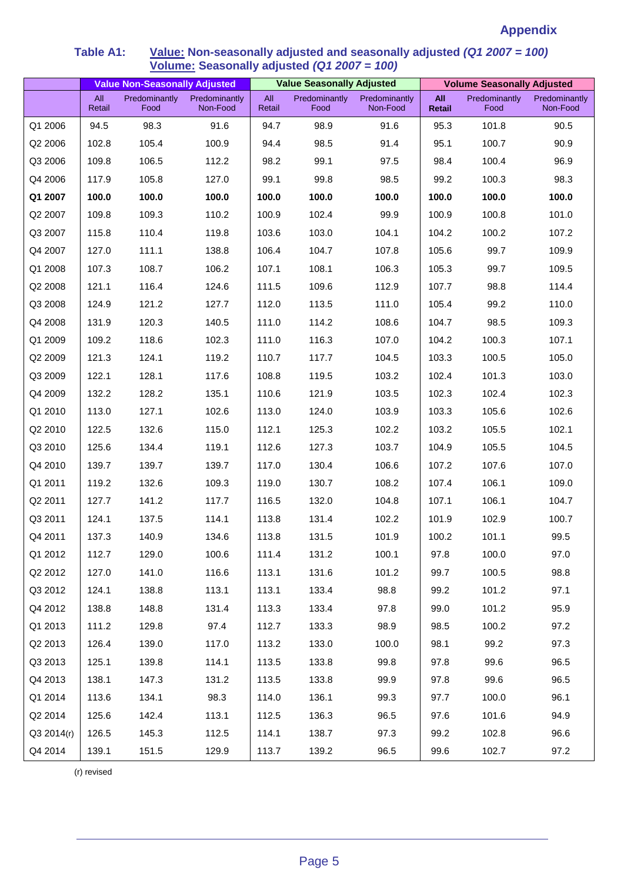## Appendix

**Table A1: Value: Non-seasonally adjusted and seasonally adjusted *(Q1 2007 = 100)***
**Volume: Seasonally adjusted *(Q1 2007 = 100)***

| | Value Non-Seasonally Adjusted | | | Value Seasonally Adjusted | | | Volume Seasonally Adjusted | | |
|---|---|---|---|---|---|---|---|---|---|
| | All Retail | Predominantly Food | Predominantly Non-Food | All Retail | Predominantly Food | Predominantly Non-Food | **All Retail** | Predominantly Food | Predominantly Non-Food |
| Q1 2006 | 94.5 | 98.3 | 91.6 | 94.7 | 98.9 | 91.6 | 95.3 | 101.8 | 90.5 |
| Q2 2006 | 102.8 | 105.4 | 100.9 | 94.4 | 98.5 | 91.4 | 95.1 | 100.7 | 90.9 |
| Q3 2006 | 109.8 | 106.5 | 112.2 | 98.2 | 99.1 | 97.5 | 98.4 | 100.4 | 96.9 |
| Q4 2006 | 117.9 | 105.8 | 127.0 | 99.1 | 99.8 | 98.5 | 99.2 | 100.3 | 98.3 |
| **Q1 2007** | **100.0** | **100.0** | **100.0** | **100.0** | **100.0** | **100.0** | **100.0** | **100.0** | **100.0** |
| Q2 2007 | 109.8 | 109.3 | 110.2 | 100.9 | 102.4 | 99.9 | 100.9 | 100.8 | 101.0 |
| Q3 2007 | 115.8 | 110.4 | 119.8 | 103.6 | 103.0 | 104.1 | 104.2 | 100.2 | 107.2 |
| Q4 2007 | 127.0 | 111.1 | 138.8 | 106.4 | 104.7 | 107.8 | 105.6 | 99.7 | 109.9 |
| Q1 2008 | 107.3 | 108.7 | 106.2 | 107.1 | 108.1 | 106.3 | 105.3 | 99.7 | 109.5 |
| Q2 2008 | 121.1 | 116.4 | 124.6 | 111.5 | 109.6 | 112.9 | 107.7 | 98.8 | 114.4 |
| Q3 2008 | 124.9 | 121.2 | 127.7 | 112.0 | 113.5 | 111.0 | 105.4 | 99.2 | 110.0 |
| Q4 2008 | 131.9 | 120.3 | 140.5 | 111.0 | 114.2 | 108.6 | 104.7 | 98.5 | 109.3 |
| Q1 2009 | 109.2 | 118.6 | 102.3 | 111.0 | 116.3 | 107.0 | 104.2 | 100.3 | 107.1 |
| Q2 2009 | 121.3 | 124.1 | 119.2 | 110.7 | 117.7 | 104.5 | 103.3 | 100.5 | 105.0 |
| Q3 2009 | 122.1 | 128.1 | 117.6 | 108.8 | 119.5 | 103.2 | 102.4 | 101.3 | 103.0 |
| Q4 2009 | 132.2 | 128.2 | 135.1 | 110.6 | 121.9 | 103.5 | 102.3 | 102.4 | 102.3 |
| Q1 2010 | 113.0 | 127.1 | 102.6 | 113.0 | 124.0 | 103.9 | 103.3 | 105.6 | 102.6 |
| Q2 2010 | 122.5 | 132.6 | 115.0 | 112.1 | 125.3 | 102.2 | 103.2 | 105.5 | 102.1 |
| Q3 2010 | 125.6 | 134.4 | 119.1 | 112.6 | 127.3 | 103.7 | 104.9 | 105.5 | 104.5 |
| Q4 2010 | 139.7 | 139.7 | 139.7 | 117.0 | 130.4 | 106.6 | 107.2 | 107.6 | 107.0 |
| Q1 2011 | 119.2 | 132.6 | 109.3 | 119.0 | 130.7 | 108.2 | 107.4 | 106.1 | 109.0 |
| Q2 2011 | 127.7 | 141.2 | 117.7 | 116.5 | 132.0 | 104.8 | 107.1 | 106.1 | 104.7 |
| Q3 2011 | 124.1 | 137.5 | 114.1 | 113.8 | 131.4 | 102.2 | 101.9 | 102.9 | 100.7 |
| Q4 2011 | 137.3 | 140.9 | 134.6 | 113.8 | 131.5 | 101.9 | 100.2 | 101.1 | 99.5 |
| Q1 2012 | 112.7 | 129.0 | 100.6 | 111.4 | 131.2 | 100.1 | 97.8 | 100.0 | 97.0 |
| Q2 2012 | 127.0 | 141.0 | 116.6 | 113.1 | 131.6 | 101.2 | 99.7 | 100.5 | 98.8 |
| Q3 2012 | 124.1 | 138.8 | 113.1 | 113.1 | 133.4 | 98.8 | 99.2 | 101.2 | 97.1 |
| Q4 2012 | 138.8 | 148.8 | 131.4 | 113.3 | 133.4 | 97.8 | 99.0 | 101.2 | 95.9 |
| Q1 2013 | 111.2 | 129.8 | 97.4 | 112.7 | 133.3 | 98.9 | 98.5 | 100.2 | 97.2 |
| Q2 2013 | 126.4 | 139.0 | 117.0 | 113.2 | 133.0 | 100.0 | 98.1 | 99.2 | 97.3 |
| Q3 2013 | 125.1 | 139.8 | 114.1 | 113.5 | 133.8 | 99.8 | 97.8 | 99.6 | 96.5 |
| Q4 2013 | 138.1 | 147.3 | 131.2 | 113.5 | 133.8 | 99.9 | 97.8 | 99.6 | 96.5 |
| Q1 2014 | 113.6 | 134.1 | 98.3 | 114.0 | 136.1 | 99.3 | 97.7 | 100.0 | 96.1 |
| Q2 2014 | 125.6 | 142.4 | 113.1 | 112.5 | 136.3 | 96.5 | 97.6 | 101.6 | 94.9 |
| Q3 2014(r) | 126.5 | 145.3 | 112.5 | 114.1 | 138.7 | 97.3 | 99.2 | 102.8 | 96.6 |
| Q4 2014 | 139.1 | 151.5 | 129.9 | 113.7 | 139.2 | 96.5 | 99.6 | 102.7 | 97.2 |

(r) revised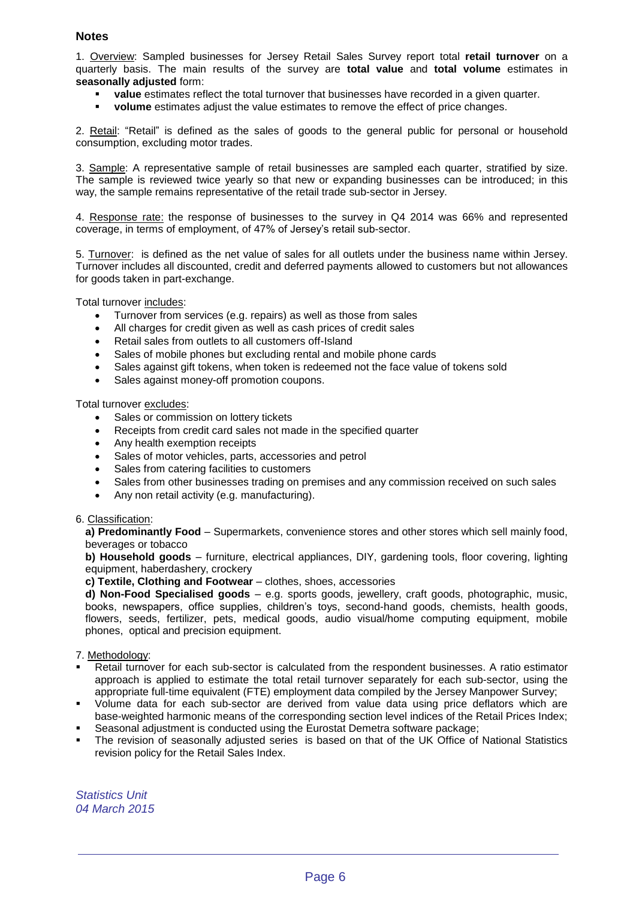## Notes

1. Overview: Sampled businesses for Jersey Retail Sales Survey report total **retail turnover** on a quarterly basis. The main results of the survey are **total value** and **total volume** estimates in **seasonally adjusted** form:

- **value** estimates reflect the total turnover that businesses have recorded in a given quarter.
- **volume** estimates adjust the value estimates to remove the effect of price changes.

2. Retail: "Retail" is defined as the sales of goods to the general public for personal or household consumption, excluding motor trades.

3. Sample: A representative sample of retail businesses are sampled each quarter, stratified by size. The sample is reviewed twice yearly so that new or expanding businesses can be introduced; in this way, the sample remains representative of the retail trade sub-sector in Jersey.

4. Response rate: the response of businesses to the survey in Q4 2014 was 66% and represented coverage, in terms of employment, of 47% of Jersey's retail sub-sector.

5. Turnover: is defined as the net value of sales for all outlets under the business name within Jersey. Turnover includes all discounted, credit and deferred payments allowed to customers but not allowances for goods taken in part-exchange.

Total turnover includes:

- Turnover from services (e.g. repairs) as well as those from sales
- All charges for credit given as well as cash prices of credit sales
- Retail sales from outlets to all customers off-Island
- Sales of mobile phones but excluding rental and mobile phone cards
- Sales against gift tokens, when token is redeemed not the face value of tokens sold
- Sales against money-off promotion coupons.

Total turnover excludes:

- Sales or commission on lottery tickets
- Receipts from credit card sales not made in the specified quarter
- Any health exemption receipts
- Sales of motor vehicles, parts, accessories and petrol
- Sales from catering facilities to customers
- Sales from other businesses trading on premises and any commission received on such sales
- Any non retail activity (e.g. manufacturing).

6. Classification:

**a) Predominantly Food** – Supermarkets, convenience stores and other stores which sell mainly food, beverages or tobacco

**b) Household goods** – furniture, electrical appliances, DIY, gardening tools, floor covering, lighting equipment, haberdashery, crockery

**c) Textile, Clothing and Footwear** – clothes, shoes, accessories

**d) Non-Food Specialised goods** – e.g. sports goods, jewellery, craft goods, photographic, music, books, newspapers, office supplies, children's toys, second-hand goods, chemists, health goods, flowers, seeds, fertilizer, pets, medical goods, audio visual/home computing equipment, mobile phones, optical and precision equipment.

7. Methodology:

- Retail turnover for each sub-sector is calculated from the respondent businesses. A ratio estimator approach is applied to estimate the total retail turnover separately for each sub-sector, using the appropriate full-time equivalent (FTE) employment data compiled by the Jersey Manpower Survey;
- Volume data for each sub-sector are derived from value data using price deflators which are base-weighted harmonic means of the corresponding section level indices of the Retail Prices Index;
- Seasonal adjustment is conducted using the Eurostat Demetra software package;
- The revision of seasonally adjusted series is based on that of the UK Office of National Statistics revision policy for the Retail Sales Index.

*Statistics Unit*
*04 March 2015*